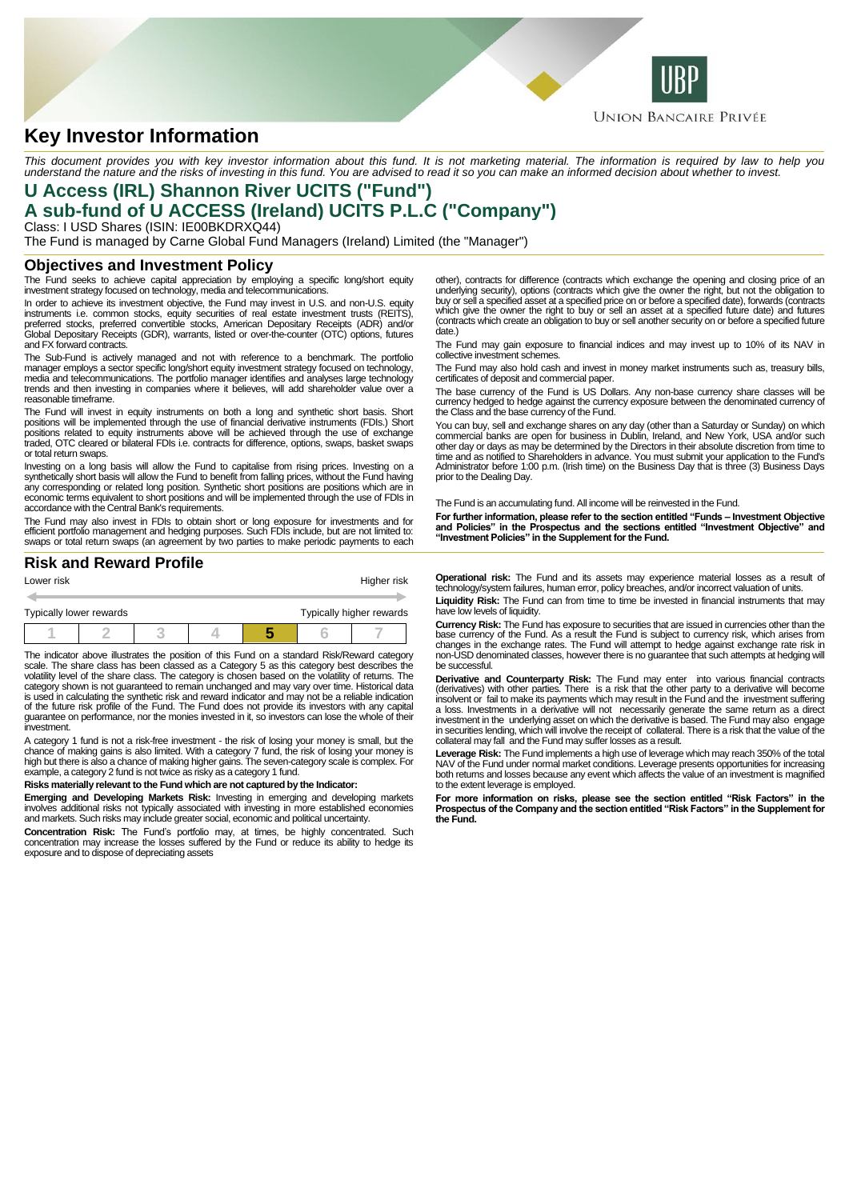# Key Investor Information

*This document provides you with key investor information about this fund. It is not marketing material. The information is required by law to help you understand the nature and the risks of investing in this fund. You are advised to read it so you can make an informed decision about whether to invest.*

## U Access (IRL) Shannon River UCITS ("Fund")
## A sub-fund of U ACCESS (Ireland) UCITS P.L.C ("Company")

Class: I USD Shares (ISIN: IE00BKDRXQ44)

The Fund is managed by Carne Global Fund Managers (Ireland) Limited (the "Manager")

## Objectives and Investment Policy

The Fund seeks to achieve capital appreciation by employing a specific long/short equity investment strategy focused on technology, media and telecommunications.

In order to achieve its investment objective, the Fund may invest in U.S. and non-U.S. equity instruments i.e. common stocks, equity securities of real estate investment trusts (REITS), preferred stocks, preferred convertible stocks, American Depositary Receipts (ADR) and/or Global Depositary Receipts (GDR), warrants, listed or over-the-counter (OTC) options, futures and FX forward contracts.

The Sub-Fund is actively managed and not with reference to a benchmark. The portfolio manager employs a sector specific long/short equity investment strategy focused on technology, media and telecommunications. The portfolio manager identifies and analyses large technology trends and then investing in companies where it believes, will add shareholder value over a reasonable timeframe.

The Fund will invest in equity instruments on both a long and synthetic short basis. Short positions will be implemented through the use of financial derivative instruments (FDIs.) Short positions related to equity instruments above will be achieved through the use of exchange traded, OTC cleared or bilateral FDIs i.e. contracts for difference, options, swaps, basket swaps or total return swaps.

Investing on a long basis will allow the Fund to capitalise from rising prices. Investing on a synthetically short basis will allow the Fund to benefit from falling prices, without the Fund having any corresponding or related long position. Synthetic short positions are positions which are in economic terms equivalent to short positions and will be implemented through the use of FDIs in accordance with the Central Bank's requirements.

The Fund may also invest in FDIs to obtain short or long exposure for investments and for efficient portfolio management and hedging purposes. Such FDIs include, but are not limited to: swaps or total return swaps (an agreement by two parties to make periodic payments to each other), contracts for difference (contracts which exchange the opening and closing price of an underlying security), options (contracts which give the owner the right, but not the obligation to buy or sell a specified asset at a specified price on or before a specified date), forwards (contracts which give the owner the right to buy or sell an asset at a specified future date) and futures (contracts which create an obligation to buy or sell another security on or before a specified future date.)

The Fund may gain exposure to financial indices and may invest up to 10% of its NAV in collective investment schemes.

The Fund may also hold cash and invest in money market instruments such as, treasury bills, certificates of deposit and commercial paper.

The base currency of the Fund is US Dollars. Any non-base currency share classes will be currency hedged to hedge against the currency exposure between the denominated currency of the Class and the base currency of the Fund.

You can buy, sell and exchange shares on any day (other than a Saturday or Sunday) on which commercial banks are open for business in Dublin, Ireland, and New York, USA and/or such other day or days as may be determined by the Directors in their absolute discretion from time to time and as notified to Shareholders in advance. You must submit your application to the Fund's Administrator before 1:00 p.m. (Irish time) on the Business Day that is three (3) Business Days prior to the Dealing Day.

The Fund is an accumulating fund. All income will be reinvested in the Fund.

**For further information, please refer to the section entitled "Funds – Investment Objective and Policies" in the Prospectus and the sections entitled "Investment Objective" and "Investment Policies" in the Supplement for the Fund.**

## Risk and Reward Profile

| Lower risk | | | | | | Higher risk |
|---|---|---|---|---|---|---|
| Typically lower rewards | | | | | | Typically higher rewards |
| 1 | 2 | 3 | 4 | **5** | 6 | 7 |

The indicator above illustrates the position of this Fund on a standard Risk/Reward category scale. The share class has been classed as a Category 5 as this category best describes the volatility level of the share class. The category is chosen based on the volatility of returns. The category shown is not guaranteed to remain unchanged and may vary over time. Historical data is used in calculating the synthetic risk and reward indicator and may not be a reliable indication of the future risk profile of the Fund. The Fund does not provide its investors with any capital guarantee on performance, nor the monies invested in it, so investors can lose the whole of their investment.

A category 1 fund is not a risk-free investment - the risk of losing your money is small, but the chance of making gains is also limited. With a category 7 fund, the risk of losing your money is high but there is also a chance of making higher gains. The seven-category scale is complex. For example, a category 2 fund is not twice as risky as a category 1 fund.

**Risks materially relevant to the Fund which are not captured by the Indicator:**

**Emerging and Developing Markets Risk:** Investing in emerging and developing markets involves additional risks not typically associated with investing in more established economies and markets. Such risks may include greater social, economic and political uncertainty.

**Concentration Risk:** The Fund's portfolio may, at times, be highly concentrated. Such concentration may increase the losses suffered by the Fund or reduce its ability to hedge its exposure and to dispose of depreciating assets

**Operational risk:** The Fund and its assets may experience material losses as a result of technology/system failures, human error, policy breaches, and/or incorrect valuation of units.

**Liquidity Risk:** The Fund can from time to time be invested in financial instruments that may have low levels of liquidity.

**Currency Risk:** The Fund has exposure to securities that are issued in currencies other than the base currency of the Fund. As a result the Fund is subject to currency risk, which arises from changes in the exchange rates. The Fund will attempt to hedge against exchange rate risk in non-USD denominated classes, however there is no guarantee that such attempts at hedging will be successful.

**Derivative and Counterparty Risk:** The Fund may enter into various financial contracts (derivatives) with other parties. There is a risk that the other party to a derivative will become insolvent or fail to make its payments which may result in the Fund and the investment suffering a loss. Investments in a derivative will not necessarily generate the same return as a direct investment in the underlying asset on which the derivative is based. The Fund may also engage in securities lending, which will involve the receipt of collateral. There is a risk that the value of the collateral may fall and the Fund may suffer losses as a result.

**Leverage Risk:** The Fund implements a high use of leverage which may reach 350% of the total NAV of the Fund under normal market conditions. Leverage presents opportunities for increasing both returns and losses because any event which affects the value of an investment is magnified to the extent leverage is employed.

**For more information on risks, please see the section entitled "Risk Factors" in the Prospectus of the Company and the section entitled "Risk Factors" in the Supplement for the Fund.**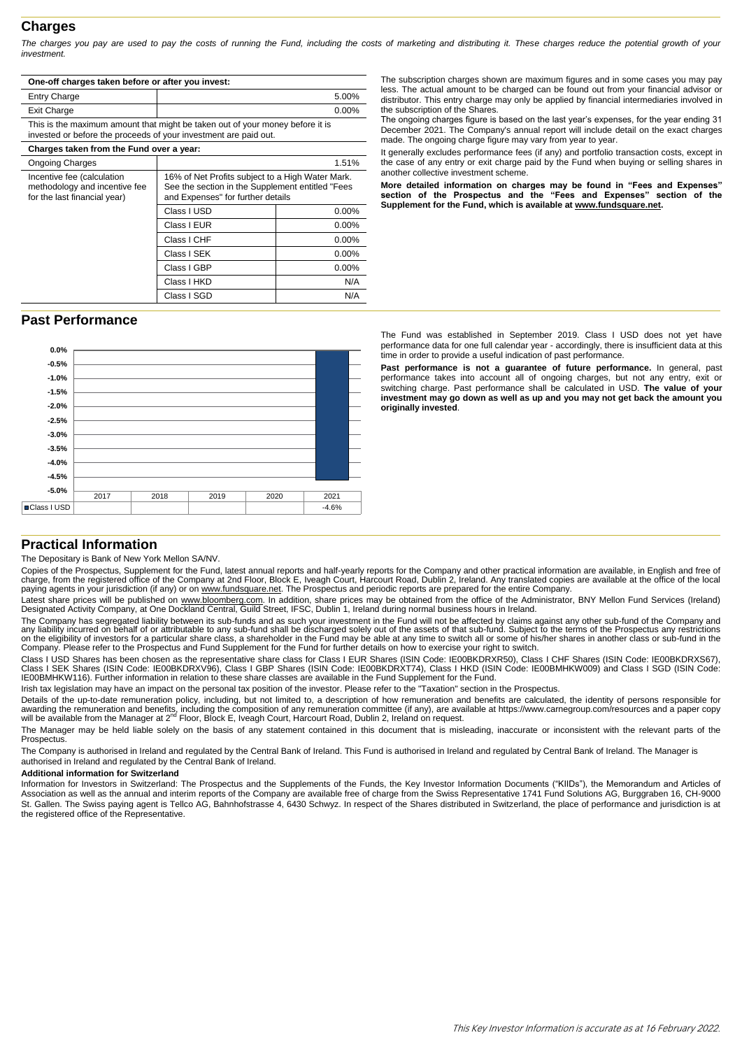## Charges

*The charges you pay are used to pay the costs of running the Fund, including the costs of marketing and distributing it. These charges reduce the potential growth of your investment.*

| One-off charges taken before or after you invest: | | |
|---|---|---|
| Entry Charge | 5.00% | |
| Exit Charge | 0.00% | |
| This is the maximum amount that might be taken out of your money before it is invested or before the proceeds of your investment are paid out. | | |
| **Charges taken from the Fund over a year:** | | |
| Ongoing Charges | 1.51% | |
| Incentive fee (calculation methodology and incentive fee for the last financial year) | 16% of Net Profits subject to a High Water Mark. See the section in the Supplement entitled "Fees and Expenses" for further details | |
| | Class I USD | 0.00% |
| | Class I EUR | 0.00% |
| | Class I CHF | 0.00% |
| | Class I SEK | 0.00% |
| | Class I GBP | 0.00% |
| | Class I HKD | N/A |
| | Class I SGD | N/A |

The subscription charges shown are maximum figures and in some cases you may pay less. The actual amount to be charged can be found out from your financial advisor or distributor. This entry charge may only be applied by financial intermediaries involved in the subscription of the Shares.

The ongoing charges figure is based on the last year's expenses, for the year ending 31 December 2021. The Company's annual report will include detail on the exact charges made. The ongoing charge figure may vary from year to year.

It generally excludes performance fees (if any) and portfolio transaction costs, except in the case of any entry or exit charge paid by the Fund when buying or selling shares in another collective investment scheme.

**More detailed information on charges may be found in "Fees and Expenses" section of the Prospectus and the "Fees and Expenses" section of the Supplement for the Fund, which is available at www.fundsquare.net.**

## Past Performance

0.0%
-0.5%
-1.0%
-1.5%
-2.0%
-2.5%
-3.0%
-3.5%
-4.0%
-4.5%
-5.0%

2017 2018 2019 2020 2021

Class I USD -4.6%

The Fund was established in September 2019. Class I USD does not yet have performance data for one full calendar year - accordingly, there is insufficient data at this time in order to provide a useful indication of past performance.

**Past performance is not a guarantee of future performance.** In general, past performance takes into account all of ongoing charges, but not any entry, exit or switching charge. Past performance shall be calculated in USD. **The value of your investment may go down as well as up and you may not get back the amount you originally invested**.

## Practical Information

The Depositary is Bank of New York Mellon SA/NV.

Copies of the Prospectus, Supplement for the Fund, latest annual reports and half-yearly reports for the Company and other practical information are available, in English and free of charge, from the registered office of the Company at 2nd Floor, Block E, Iveagh Court, Harcourt Road, Dublin 2, Ireland. Any translated copies are available at the office of the local paying agents in your jurisdiction (if any) or on www.fundsquare.net. The Prospectus and periodic reports are prepared for the entire Company.

Latest share prices will be published on www.bloomberg.com. In addition, share prices may be obtained from the office of the Administrator, BNY Mellon Fund Services (Ireland) Designated Activity Company, at One Dockland Central, Guild Street, IFSC, Dublin 1, Ireland during normal business hours in Ireland.

The Company has segregated liability between its sub-funds and as such your investment in the Fund will not be affected by claims against any other sub-fund of the Company and any liability incurred on behalf of or attributable to any sub-fund shall be discharged solely out of the assets of that sub-fund. Subject to the terms of the Prospectus any restrictions on the eligibility of investors for a particular share class, a shareholder in the Fund may be able at any time to switch all or some of his/her shares in another class or sub-fund in the Company. Please refer to the Prospectus and Fund Supplement for the Fund for further details on how to exercise your right to switch.

Class I USD Shares has been chosen as the representative share class for Class I EUR Shares (ISIN Code: IE00BKDRXR50), Class I CHF Shares (ISIN Code: IE00BKDRXS67), Class I SEK Shares (ISIN Code: IE00BKDRXV96), Class I GBP Shares (ISIN Code: IE00BKDRXT74), Class I HKD (ISIN Code: IE00BMHKW009) and Class I SGD (ISIN Code: IE00BMHKW116). Further information in relation to these share classes are available in the Fund Supplement for the Fund.

Irish tax legislation may have an impact on the personal tax position of the investor. Please refer to the "Taxation" section in the Prospectus.

Details of the up-to-date remuneration policy, including, but not limited to, a description of how remuneration and benefits are calculated, the identity of persons responsible for awarding the remuneration and benefits, including the composition of any remuneration committee (if any), are available at https://www.carnegroup.com/resources and a paper copy will be available from the Manager at 2nd Floor, Block E, Iveagh Court, Harcourt Road, Dublin 2, Ireland on request.

The Manager may be held liable solely on the basis of any statement contained in this document that is misleading, inaccurate or inconsistent with the relevant parts of the Prospectus.

The Company is authorised in Ireland and regulated by the Central Bank of Ireland. This Fund is authorised in Ireland and regulated by Central Bank of Ireland. The Manager is authorised in Ireland and regulated by the Central Bank of Ireland.

**Additional information for Switzerland**

Information for Investors in Switzerland: The Prospectus and the Supplements of the Funds, the Key Investor Information Documents ("KIIDs"), the Memorandum and Articles of Association as well as the annual and interim reports of the Company are available free of charge from the Swiss Representative 1741 Fund Solutions AG, Burggraben 16, CH-9000 St. Gallen. The Swiss paying agent is Tellco AG, Bahnhofstrasse 4, 6430 Schwyz. In respect of the Shares distributed in Switzerland, the place of performance and jurisdiction is at the registered office of the Representative.

*This Key Investor Information is accurate as at 16 February 2022.*